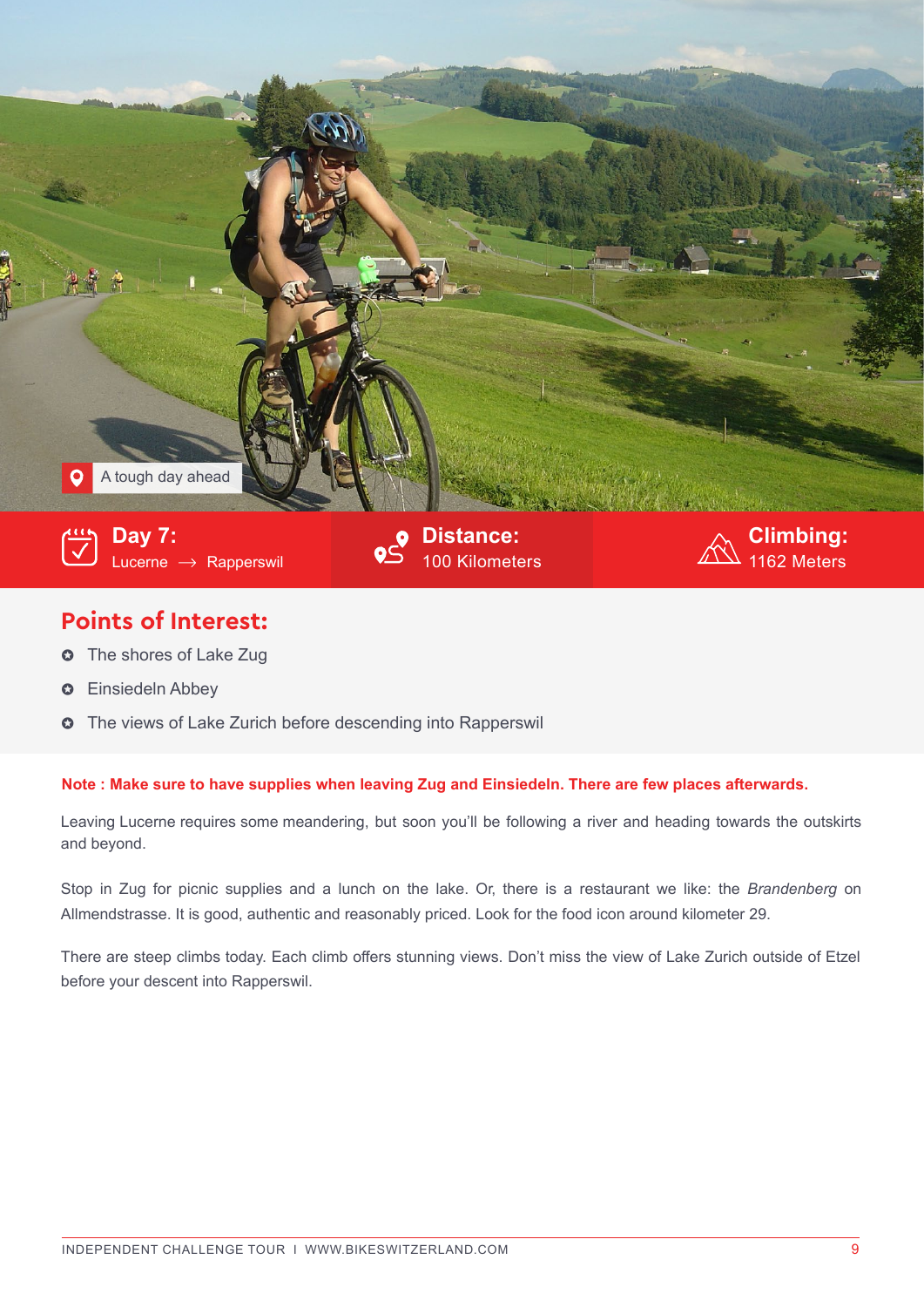A tough day ahead

**Day 7:**
Lucerne → Rapperswil

**Distance:**
100 Kilometers

**Climbing:**
1162 Meters

## Points of Interest:

- The shores of Lake Zug
- Einsiedeln Abbey
- The views of Lake Zurich before descending into Rapperswil

**Note : Make sure to have supplies when leaving Zug and Einsiedeln. There are few places afterwards.**

Leaving Lucerne requires some meandering, but soon you'll be following a river and heading towards the outskirts and beyond.

Stop in Zug for picnic supplies and a lunch on the lake. Or, there is a restaurant we like: the *Brandenberg* on Allmendstrasse. It is good, authentic and reasonably priced. Look for the food icon around kilometer 29.

There are steep climbs today. Each climb offers stunning views. Don't miss the view of Lake Zurich outside of Etzel before your descent into Rapperswil.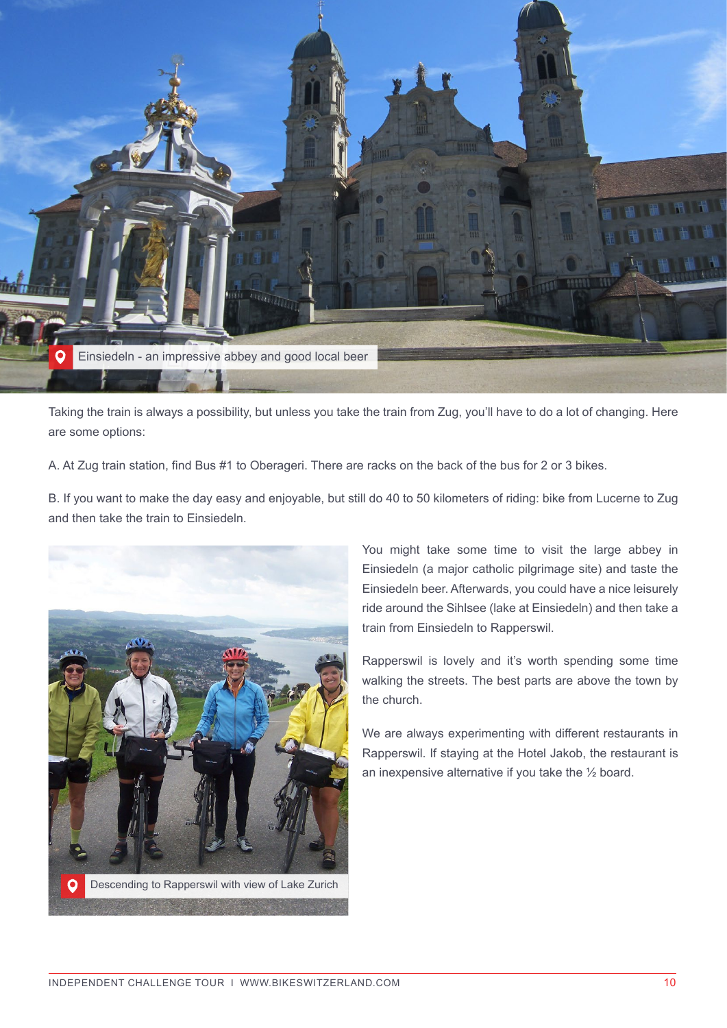Einsiedeln - an impressive abbey and good local beer

Taking the train is always a possibility, but unless you take the train from Zug, you'll have to do a lot of changing. Here are some options:

A. At Zug train station, find Bus #1 to Oberageri. There are racks on the back of the bus for 2 or 3 bikes.

B. If you want to make the day easy and enjoyable, but still do 40 to 50 kilometers of riding: bike from Lucerne to Zug and then take the train to Einsiedeln.

Descending to Rapperswil with view of Lake Zurich

You might take some time to visit the large abbey in Einsiedeln (a major catholic pilgrimage site) and taste the Einsiedeln beer. Afterwards, you could have a nice leisurely ride around the Sihlsee (lake at Einsiedeln) and then take a train from Einsiedeln to Rapperswil.

Rapperswil is lovely and it's worth spending some time walking the streets. The best parts are above the town by the church.

We are always experimenting with different restaurants in Rapperswil. If staying at the Hotel Jakob, the restaurant is an inexpensive alternative if you take the ½ board.